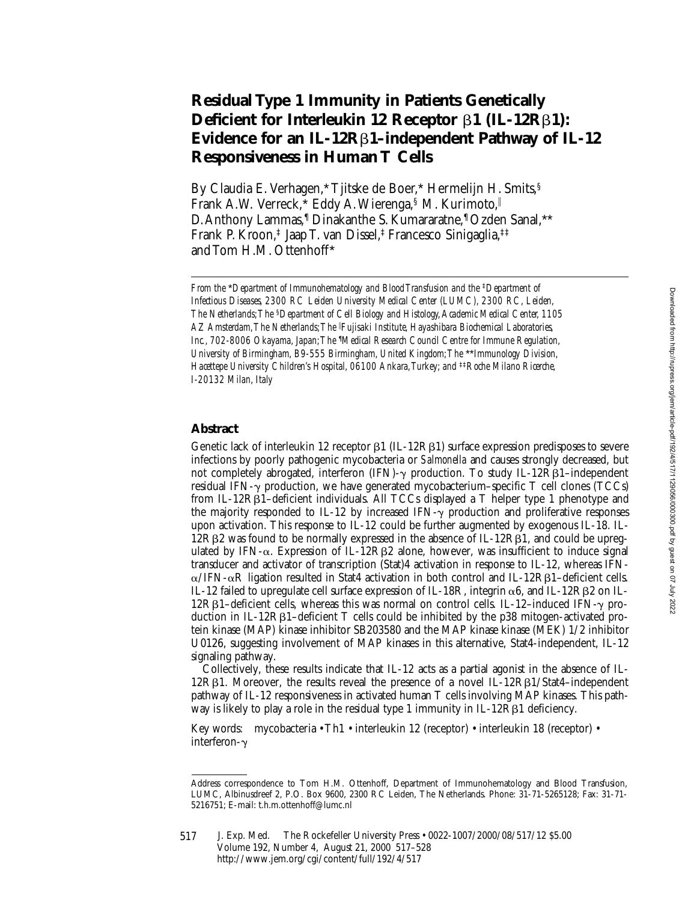# Residual Type 1 Immunity in Patients Genetically Deficient for Interleukin 12 Receptor β1 (IL-12Rβ1): Evidence for an IL-12Rβ1–independent Pathway of IL-12 Responsiveness in Human T Cells

By Claudia E. Verhagen,* Tjitske de Boer,* Hermelijn H. Smits,[§] Frank A.W. Verreck,* Eddy A. Wierenga,[§] M. Kurimoto,[‖] D. Anthony Lammas,[¶] Dinakanthe S. Kumararatne,[¶] Ozden Sanal,** Frank P. Kroon,[‡] Jaap T. van Dissel,[‡] Francesco Sinigaglia,[‡‡] and Tom H.M. Ottenhoff*

*From the *Department of Immunohematology and Blood Transfusion and the [‡]Department of Infectious Diseases, 2300 RC Leiden University Medical Center (LUMC), 2300 RC, Leiden, The Netherlands; The [§]Department of Cell Biology and Histology, Academic Medical Center, 1105 AZ Amsterdam, The Netherlands; The [‖]Fujisaki Institute, Hayashibara Biochemical Laboratories, Inc., 702-8006 Okayama, Japan; The [¶]Medical Research Council Centre for Immune Regulation, University of Birmingham, B9-555 Birmingham, United Kingdom; The **Immunology Division, Hacettepe University Children's Hospital, 06100 Ankara, Turkey; and [‡‡]Roche Milano Ricerche, I-20132 Milan, Italy*

## Abstract

Genetic lack of interleukin 12 receptor β1 (IL-12Rβ1) surface expression predisposes to severe infections by poorly pathogenic mycobacteria or *Salmonella* and causes strongly decreased, but not completely abrogated, interferon (IFN)-γ production. To study IL-12Rβ1–independent residual IFN-γ production, we have generated mycobacterium–specific T cell clones (TCCs) from IL-12Rβ1–deficient individuals. All TCCs displayed a T helper type 1 phenotype and the majority responded to IL-12 by increased IFN-γ production and proliferative responses upon activation. This response to IL-12 could be further augmented by exogenous IL-18. IL-12Rβ2 was found to be normally expressed in the absence of IL-12Rβ1, and could be upregulated by IFN-α. Expression of IL-12Rβ2 alone, however, was insufficient to induce signal transducer and activator of transcription (Stat)4 activation in response to IL-12, whereas IFN-α/IFN-αR ligation resulted in Stat4 activation in both control and IL-12Rβ1–deficient cells. IL-12 failed to upregulate cell surface expression of IL-18R, integrin α6, and IL-12Rβ2 on IL-12Rβ1–deficient cells, whereas this was normal on control cells. IL-12–induced IFN-γ production in IL-12Rβ1–deficient T cells could be inhibited by the p38 mitogen-activated protein kinase (MAP) kinase inhibitor SB203580 and the MAP kinase kinase (MEK) 1/2 inhibitor U0126, suggesting involvement of MAP kinases in this alternative, Stat4-independent, IL-12 signaling pathway.

Collectively, these results indicate that IL-12 acts as a partial agonist in the absence of IL-12Rβ1. Moreover, the results reveal the presence of a novel IL-12Rβ1/Stat4–independent pathway of IL-12 responsiveness in activated human T cells involving MAP kinases. This pathway is likely to play a role in the residual type 1 immunity in IL-12Rβ1 deficiency.

Key words: mycobacteria • Th1 • interleukin 12 (receptor) • interleukin 18 (receptor) • interferon-γ

---

Address correspondence to Tom H.M. Ottenhoff, Department of Immunohematology and Blood Transfusion, LUMC, Albinusdreef 2, P.O. Box 9600, 2300 RC Leiden, The Netherlands. Phone: 31-71-5265128; Fax: 31-71-5216751; E-mail: t.h.m.ottenhoff@lumc.nl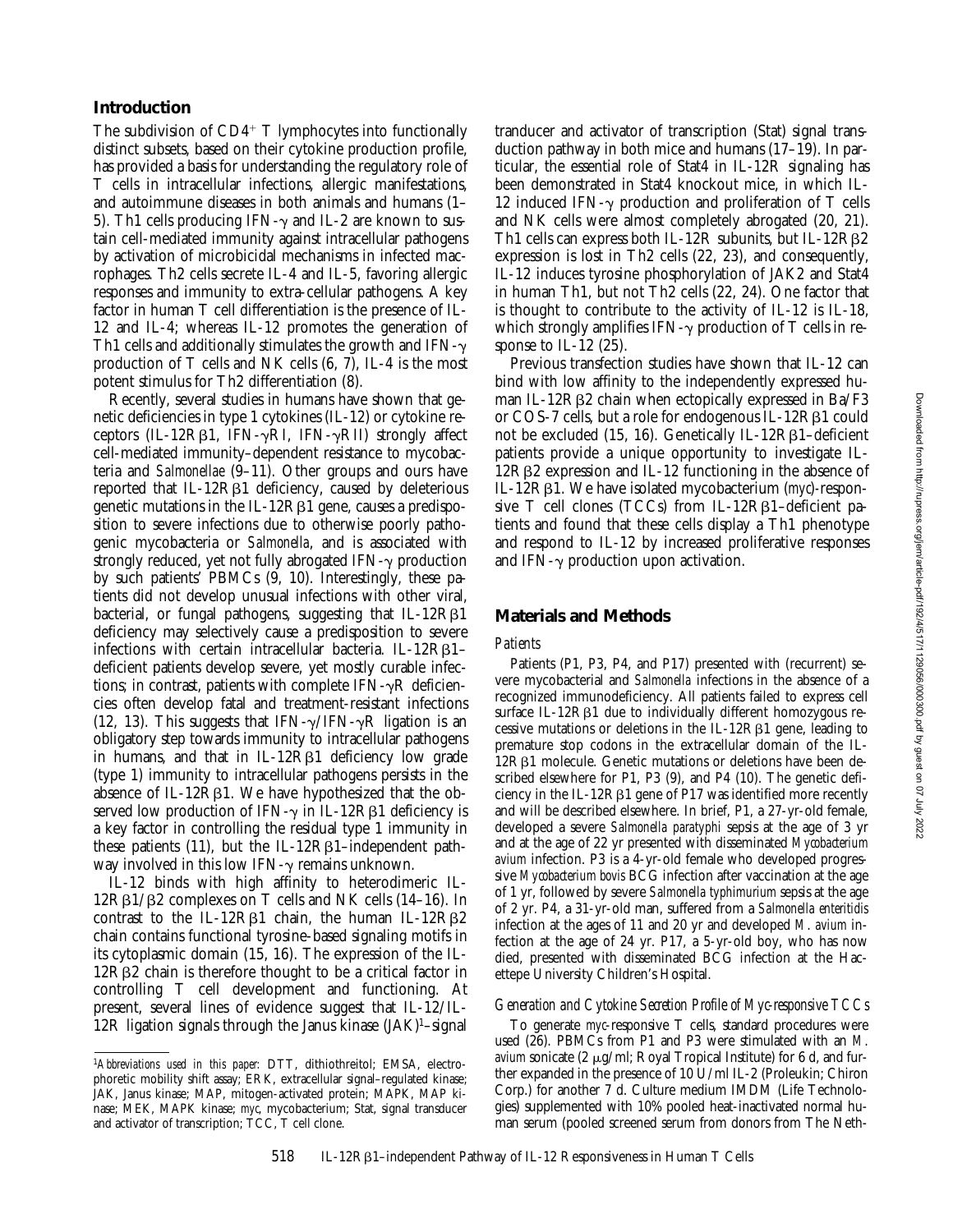## Introduction

The subdivision of $CD4^+$ T lymphocytes into functionally distinct subsets, based on their cytokine production profile, has provided a basis for understanding the regulatory role of T cells in intracellular infections, allergic manifestations, and autoimmune diseases in both animals and humans (1–5). Th1 cells producing IFN-γ and IL-2 are known to sustain cell-mediated immunity against intracellular pathogens by activation of microbicidal mechanisms in infected macrophages. Th2 cells secrete IL-4 and IL-5, favoring allergic responses and immunity to extra-cellular pathogens. A key factor in human T cell differentiation is the presence of IL-12 and IL-4; whereas IL-12 promotes the generation of Th1 cells and additionally stimulates the growth and IFN-γ production of T cells and NK cells (6, 7), IL-4 is the most potent stimulus for Th2 differentiation (8).

Recently, several studies in humans have shown that genetic deficiencies in type 1 cytokines (IL-12) or cytokine receptors (IL-12Rβ1, IFN-γRI, IFN-γRII) strongly affect cell-mediated immunity–dependent resistance to mycobacteria and *Salmonellae* (9–11). Other groups and ours have reported that IL-12Rβ1 deficiency, caused by deleterious genetic mutations in the IL-12Rβ1 gene, causes a predisposition to severe infections due to otherwise poorly pathogenic mycobacteria or *Salmonella*, and is associated with strongly reduced, yet not fully abrogated IFN-γ production by such patients' PBMCs (9, 10). Interestingly, these patients did not develop unusual infections with other viral, bacterial, or fungal pathogens, suggesting that IL-12Rβ1 deficiency may selectively cause a predisposition to severe infections with certain intracellular bacteria. IL-12Rβ1–deficient patients develop severe, yet mostly curable infections; in contrast, patients with complete IFN-γR deficiencies often develop fatal and treatment-resistant infections (12, 13). This suggests that IFN-γ/IFN-γR ligation is an obligatory step towards immunity to intracellular pathogens in humans, and that in IL-12Rβ1 deficiency low grade (type 1) immunity to intracellular pathogens persists in the absence of IL-12Rβ1. We have hypothesized that the observed low production of IFN-γ in IL-12Rβ1 deficiency is a key factor in controlling the residual type 1 immunity in these patients (11), but the IL-12Rβ1–independent pathway involved in this low IFN-γ remains unknown.

IL-12 binds with high affinity to heterodimeric IL-12Rβ1/β2 complexes on T cells and NK cells (14–16). In contrast to the IL-12Rβ1 chain, the human IL-12Rβ2 chain contains functional tyrosine-based signaling motifs in its cytoplasmic domain (15, 16). The expression of the IL-12Rβ2 chain is therefore thought to be a critical factor in controlling T cell development and functioning. At present, several lines of evidence suggest that IL-12/IL-12R ligation signals through the Janus kinase (JAK)[1]–signal tranducer and activator of transcription (Stat) signal transduction pathway in both mice and humans (17–19). In particular, the essential role of Stat4 in IL-12R signaling has been demonstrated in Stat4 knockout mice, in which IL-12 induced IFN-γ production and proliferation of T cells and NK cells were almost completely abrogated (20, 21). Th1 cells can express both IL-12R subunits, but IL-12Rβ2 expression is lost in Th2 cells (22, 23), and consequently, IL-12 induces tyrosine phosphorylation of JAK2 and Stat4 in human Th1, but not Th2 cells (22, 24). One factor that is thought to contribute to the activity of IL-12 is IL-18, which strongly amplifies IFN-γ production of T cells in response to IL-12 (25).

Previous transfection studies have shown that IL-12 can bind with low affinity to the independently expressed human IL-12Rβ2 chain when ectopically expressed in Ba/F3 or COS-7 cells, but a role for endogenous IL-12Rβ1 could not be excluded (15, 16). Genetically IL-12Rβ1–deficient patients provide a unique opportunity to investigate IL-12Rβ2 expression and IL-12 functioning in the absence of IL-12Rβ1. We have isolated mycobacterium (*myc*)-responsive T cell clones (TCCs) from IL-12Rβ1–deficient patients and found that these cells display a Th1 phenotype and respond to IL-12 by increased proliferative responses and IFN-γ production upon activation.

[1]*Abbreviations used in this paper:* DTT, dithiothreitol; EMSA, electrophoretic mobility shift assay; ERK, extracellular signal–regulated kinase; JAK, Janus kinase; MAP, mitogen-activated protein; MAPK, MAP kinase; MEK, MAPK kinase; *myc*, mycobacterium; Stat, signal transducer and activator of transcription; TCC, T cell clone.

## Materials and Methods

### *Patients*

Patients (P1, P3, P4, and P17) presented with (recurrent) severe mycobacterial and *Salmonella* infections in the absence of a recognized immunodeficiency. All patients failed to express cell surface IL-12Rβ1 due to individually different homozygous recessive mutations or deletions in the IL-12Rβ1 gene, leading to premature stop codons in the extracellular domain of the IL-12Rβ1 molecule. Genetic mutations or deletions have been described elsewhere for P1, P3 (9), and P4 (10). The genetic deficiency in the IL-12Rβ1 gene of P17 was identified more recently and will be described elsewhere. In brief, P1, a 27-yr-old female, developed a severe *Salmonella paratyphi* sepsis at the age of 3 yr and at the age of 22 yr presented with disseminated *Mycobacterium avium* infection. P3 is a 4-yr-old female who developed progressive *Mycobacterium bovis* BCG infection after vaccination at the age of 1 yr, followed by severe *Salmonella typhimurium* sepsis at the age of 2 yr. P4, a 31-yr-old man, suffered from a *Salmonella enteritidis* infection at the ages of 11 and 20 yr and developed *M. avium* infection at the age of 24 yr. P17, a 5-yr-old boy, who has now died, presented with disseminated BCG infection at the Hacettepe University Children's Hospital.

### *Generation and Cytokine Secretion Profile of Myc-responsive TCCs*

To generate *myc*-responsive T cells, standard procedures were used (26). PBMCs from P1 and P3 were stimulated with an *M. avium* sonicate (2 μg/ml; Royal Tropical Institute) for 6 d, and further expanded in the presence of 10 U/ml IL-2 (Proleukin; Chiron Corp.) for another 7 d. Culture medium IMDM (Life Technologies) supplemented with 10% pooled heat-inactivated normal human serum (pooled screened serum from donors from The Neth-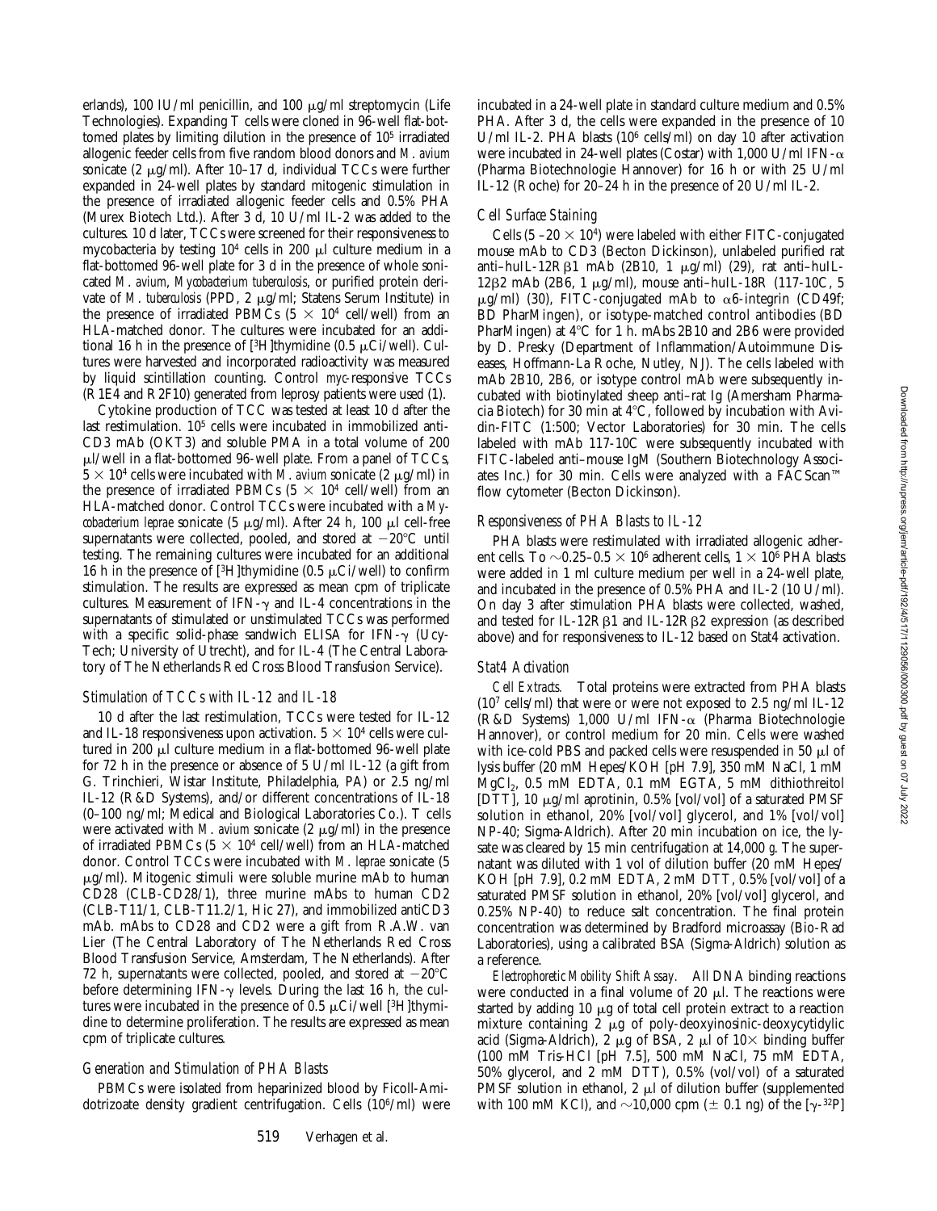erlands), 100 IU/ml penicillin, and 100 μg/ml streptomycin (Life Technologies). Expanding T cells were cloned in 96-well flat-bottomed plates by limiting dilution in the presence of $10^5$ irradiated allogenic feeder cells from five random blood donors and *M. avium* sonicate (2 μg/ml). After 10–17 d, individual TCCs were further expanded in 24-well plates by standard mitogenic stimulation in the presence of irradiated allogenic feeder cells and 0.5% PHA (Murex Biotech Ltd.). After 3 d, 10 U/ml IL-2 was added to the cultures. 10 d later, TCCs were screened for their responsiveness to mycobacteria by testing $10^4$ cells in 200 μl culture medium in a flat-bottomed 96-well plate for 3 d in the presence of whole sonicated *M. avium*, *Mycobacterium tuberculosis*, or purified protein derivate of *M. tuberculosis* (PPD, 2 μg/ml; Statens Serum Institute) in the presence of irradiated PBMCs ($5 \times 10^4$ cell/well) from an HLA-matched donor. The cultures were incubated for an additional 16 h in the presence of [$^3$H]thymidine (0.5 μCi/well). Cultures were harvested and incorporated radioactivity was measured by liquid scintillation counting. Control *myc*-responsive TCCs (R1E4 and R2F10) generated from leprosy patients were used (1).

Cytokine production of TCC was tested at least 10 d after the last restimulation. $10^5$ cells were incubated in immobilized anti-CD3 mAb (OKT3) and soluble PMA in a total volume of 200 μl/well in a flat-bottomed 96-well plate. From a panel of TCCs, $5 \times 10^4$ cells were incubated with *M. avium* sonicate (2 μg/ml) in the presence of irradiated PBMCs ($5 \times 10^4$ cell/well) from an HLA-matched donor. Control TCCs were incubated with a *Mycobacterium leprae* sonicate (5 μg/ml). After 24 h, 100 μl cell-free supernatants were collected, pooled, and stored at −20°C until testing. The remaining cultures were incubated for an additional 16 h in the presence of [$^3$H]thymidine (0.5 μCi/well) to confirm stimulation. The results are expressed as mean cpm of triplicate cultures. Measurement of IFN-γ and IL-4 concentrations in the supernatants of stimulated or unstimulated TCCs was performed with a specific solid-phase sandwich ELISA for IFN-γ (Ucy-Tech; University of Utrecht), and for IL-4 (The Central Laboratory of The Netherlands Red Cross Blood Transfusion Service).

### *Stimulation of TCCs with IL-12 and IL-18*

10 d after the last restimulation, TCCs were tested for IL-12 and IL-18 responsiveness upon activation. $5 \times 10^4$ cells were cultured in 200 μl culture medium in a flat-bottomed 96-well plate for 72 h in the presence or absence of 5 U/ml IL-12 (a gift from G. Trinchieri, Wistar Institute, Philadelphia, PA) or 2.5 ng/ml IL-12 (R&D Systems), and/or different concentrations of IL-18 (0–100 ng/ml; Medical and Biological Laboratories Co.). T cells were activated with *M. avium* sonicate (2 μg/ml) in the presence of irradiated PBMCs ($5 \times 10^4$ cell/well) from an HLA-matched donor. Control TCCs were incubated with *M. leprae* sonicate (5 μg/ml). Mitogenic stimuli were soluble murine mAb to human CD28 (CLB-CD28/1), three murine mAbs to human CD2 (CLB-T11/1, CLB-T11.2/1, Hic 27), and immobilized antiCD3 mAb. mAbs to CD28 and CD2 were a gift from R.A.W. van Lier (The Central Laboratory of The Netherlands Red Cross Blood Transfusion Service, Amsterdam, The Netherlands). After 72 h, supernatants were collected, pooled, and stored at −20°C before determining IFN-γ levels. During the last 16 h, the cultures were incubated in the presence of 0.5 μCi/well [$^3$H]thymidine to determine proliferation. The results are expressed as mean cpm of triplicate cultures.

### *Generation and Stimulation of PHA Blasts*

PBMCs were isolated from heparinized blood by Ficoll-Amidotrizoate density gradient centrifugation. Cells ($10^6$/ml) were incubated in a 24-well plate in standard culture medium and 0.5% PHA. After 3 d, the cells were expanded in the presence of 10 U/ml IL-2. PHA blasts ($10^6$ cells/ml) on day 10 after activation were incubated in 24-well plates (Costar) with 1,000 U/ml IFN-α (Pharma Biotechnologie Hannover) for 16 h or with 25 U/ml IL-12 (Roche) for 20–24 h in the presence of 20 U/ml IL-2.

### *Cell Surface Staining*

Cells ($5$–$20 \times 10^4$) were labeled with either FITC-conjugated mouse mAb to CD3 (Becton Dickinson), unlabeled purified rat anti–huIL-12Rβ1 mAb (2B10, 1 μg/ml) (29), rat anti–huIL-12β2 mAb (2B6, 1 μg/ml) (30), mouse anti–huIL-18R (117-10C, 5 μg/ml) (30), FITC-conjugated mAb to α6-integrin (CD49f; BD PharMingen), or isotype-matched control antibodies (BD PharMingen) at 4°C for 1 h. mAbs 2B10 and 2B6 were provided by D. Presky (Department of Inflammation/Autoimmune Diseases, Hoffmann-La Roche, Nutley, NJ). The cells labeled with mAb 2B10, 2B6, or isotype control mAb were subsequently incubated with biotinylated sheep anti–rat Ig (Amersham Pharmacia Biotech) for 30 min at 4°C, followed by incubation with Avidin-FITC (1:500; Vector Laboratories) for 30 min. The cells labeled with mAb 117-10C were subsequently incubated with FITC-labeled anti–mouse IgM (Southern Biotechnology Associates Inc.) for 30 min. Cells were analyzed with a FACScan™ flow cytometer (Becton Dickinson).

### *Responsiveness of PHA Blasts to IL-12*

PHA blasts were restimulated with irradiated allogenic adherent cells. To ~0.25–0.5 × $10^6$ adherent cells, $1 \times 10^6$ PHA blasts were added in 1 ml culture medium per well in a 24-well plate, and incubated in the presence of 0.5% PHA and IL-2 (10 U/ml). On day 3 after stimulation PHA blasts were collected, washed, and tested for IL-12Rβ1 and IL-12Rβ2 expression (as described above) and for responsiveness to IL-12 based on Stat4 activation.

### *Stat4 Activation*

*Cell Extracts.* Total proteins were extracted from PHA blasts ($10^7$ cells/ml) that were or were not exposed to 2.5 ng/ml IL-12 (R&D Systems) 1,000 U/ml IFN-α (Pharma Biotechnologie Hannover), or control medium for 20 min. Cells were washed with ice-cold PBS and packed cells were resuspended in 50 μl of lysis buffer (20 mM Hepes/KOH [pH 7.9], 350 mM NaCl, 1 mM $MgCl_2$, 0.5 mM EDTA, 0.1 mM EGTA, 5 mM dithiothreitol [DTT], 10 μg/ml aprotinin, 0.5% [vol/vol] of a saturated PMSF solution in ethanol, 20% [vol/vol] glycerol, and 1% [vol/vol] NP-40; Sigma-Aldrich). After 20 min incubation on ice, the lysate was cleared by 15 min centrifugation at 14,000 *g*. The supernatant was diluted with 1 vol of dilution buffer (20 mM Hepes/KOH [pH 7.9], 0.2 mM EDTA, 2 mM DTT, 0.5% [vol/vol] of a saturated PMSF solution in ethanol, 20% [vol/vol] glycerol, and 0.25% NP-40) to reduce salt concentration. The final protein concentration was determined by Bradford microassay (Bio-Rad Laboratories), using a calibrated BSA (Sigma-Aldrich) solution as a reference.

*Electrophoretic Mobility Shift Assay.* All DNA binding reactions were conducted in a final volume of 20 μl. The reactions were started by adding 10 μg of total cell protein extract to a reaction mixture containing 2 μg of poly-deoxyinosinic-deoxycytidylic acid (Sigma-Aldrich), 2 μg of BSA, 2 μl of 10× binding buffer (100 mM Tris-HCl [pH 7.5], 500 mM NaCl, 75 mM EDTA, 50% glycerol, and 2 mM DTT), 0.5% (vol/vol) of a saturated PMSF solution in ethanol, 2 μl of dilution buffer (supplemented with 100 mM KCl), and ~10,000 cpm (± 0.1 ng) of the [γ-$^{32}$P]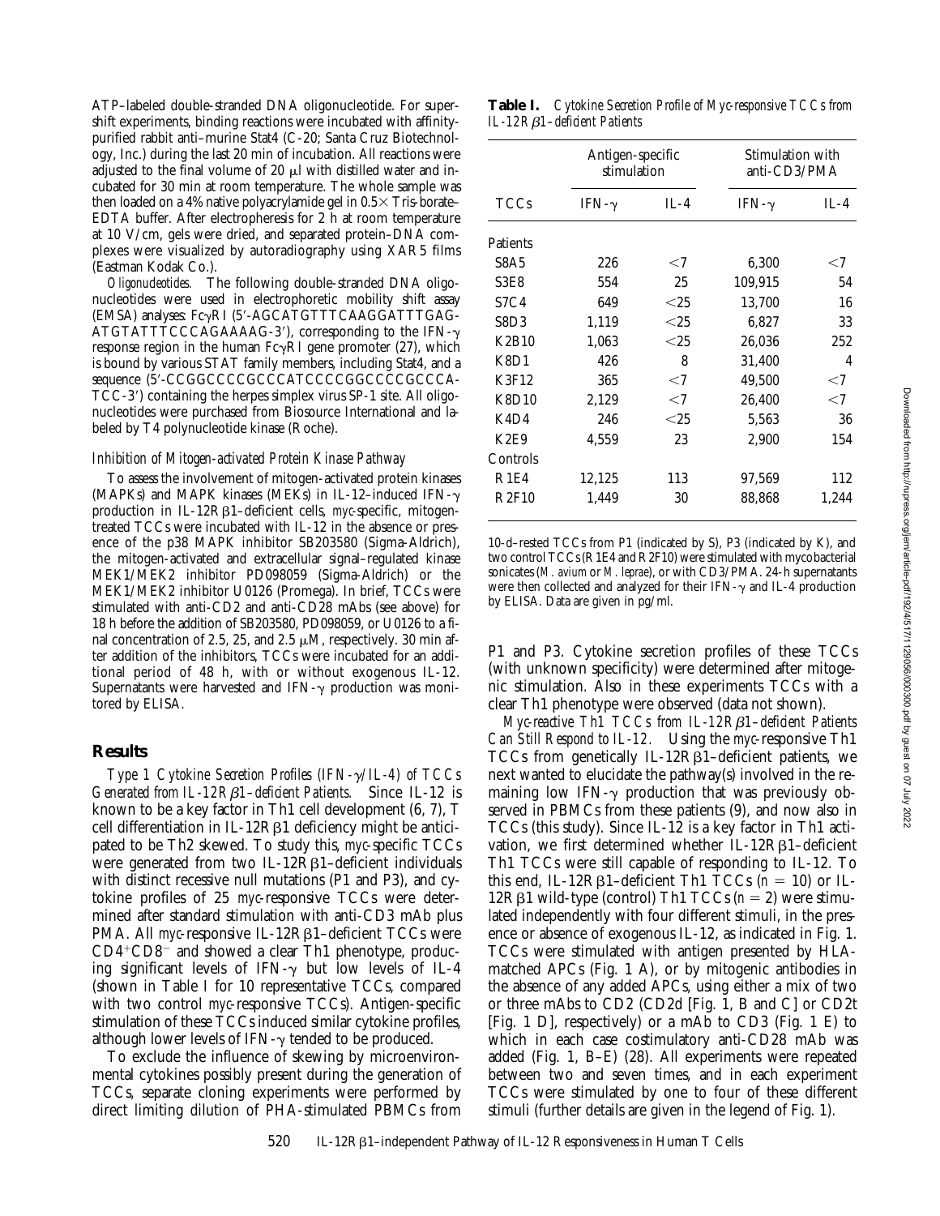ATP–labeled double-stranded DNA oligonucleotide. For supershift experiments, binding reactions were incubated with affinity-purified rabbit anti–murine Stat4 (C-20; Santa Cruz Biotechnology, Inc.) during the last 20 min of incubation. All reactions were adjusted to the final volume of 20 μl with distilled water and incubated for 30 min at room temperature. The whole sample was then loaded on a 4% native polyacrylamide gel in 0.5× Tris-borate–EDTA buffer. After electrophoresis for 2 h at room temperature at 10 V/cm, gels were dried, and separated protein–DNA complexes were visualized by autoradiography using XAR5 films (Eastman Kodak Co.).

*Oligonucleotides.* The following double-stranded DNA oligonucleotides were used in electrophoretic mobility shift assay (EMSA) analyses: FcγRI (5'-AGCATGTTTCAAGGATTTGAGATGTATTTCCCAGAAAAG-3'), corresponding to the IFN-γ response region in the human FcγRI gene promoter (27), which is bound by various STAT family members, including Stat4, and a sequence (5'-CCGGCCCCGCCCATCCCCGGCCCCGCCCATCC-3') containing the herpes simplex virus SP-1 site. All oligonucleotides were purchased from Biosource International and labeled by T4 polynucleotide kinase (Roche).

### Inhibition of Mitogen-activated Protein Kinase Pathway

To assess the involvement of mitogen-activated protein kinases (MAPKs) and MAPK kinases (MEKs) in IL-12–induced IFN-γ production in IL-12Rβ1–deficient cells, *myc*-specific, mitogen-treated TCCs were incubated with IL-12 in the absence or presence of the p38 MAPK inhibitor SB203580 (Sigma-Aldrich), the mitogen-activated and extracellular signal–regulated kinase MEK1/MEK2 inhibitor PD098059 (Sigma-Aldrich) or the MEK1/MEK2 inhibitor U0126 (Promega). In brief, TCCs were stimulated with anti-CD2 and anti-CD28 mAbs (see above) for 18 h before the addition of SB203580, PD098059, or U0126 to a final concentration of 2.5, 25, and 2.5 μM, respectively. 30 min after addition of the inhibitors, TCCs were incubated for an additional period of 48 h, with or without exogenous IL-12. Supernatants were harvested and IFN-γ production was monitored by ELISA.

## Results

*Type 1 Cytokine Secretion Profiles (IFN-γ/IL-4) of TCCs Generated from IL-12Rβ1–deficient Patients.* Since IL-12 is known to be a key factor in Th1 cell development (6, 7), T cell differentiation in IL-12Rβ1 deficiency might be anticipated to be Th2 skewed. To study this, *myc*-specific TCCs were generated from two IL-12Rβ1–deficient individuals with distinct recessive null mutations (P1 and P3), and cytokine profiles of 25 *myc*-responsive TCCs were determined after standard stimulation with anti-CD3 mAb plus PMA. All *myc*-responsive IL-12Rβ1–deficient TCCs were $CD4^+CD8^-$ and showed a clear Th1 phenotype, producing significant levels of IFN-γ but low levels of IL-4 (shown in Table I for 10 representative TCCs, compared with two control *myc*-responsive TCCs). Antigen-specific stimulation of these TCCs induced similar cytokine profiles, although lower levels of IFN-γ tended to be produced.

To exclude the influence of skewing by microenvironmental cytokines possibly present during the generation of TCCs, separate cloning experiments were performed by direct limiting dilution of PHA-stimulated PBMCs from P1 and P3. Cytokine secretion profiles of these TCCs (with unknown specificity) were determined after mitogenic stimulation. Also in these experiments TCCs with a clear Th1 phenotype were observed (data not shown).

*Myc-reactive Th1 TCCs from IL-12Rβ1–deficient Patients Can Still Respond to IL-12.* Using the *myc*-responsive Th1 TCCs from genetically IL-12Rβ1–deficient patients, we next wanted to elucidate the pathway(s) involved in the remaining low IFN-γ production that was previously observed in PBMCs from these patients (9), and now also in TCCs (this study). Since IL-12 is a key factor in Th1 activation, we first determined whether IL-12Rβ1–deficient Th1 TCCs were still capable of responding to IL-12. To this end, IL-12Rβ1–deficient Th1 TCCs ($n = 10$) or IL-12Rβ1 wild-type (control) Th1 TCCs ($n = 2$) were stimulated independently with four different stimuli, in the presence or absence of exogenous IL-12, as indicated in Fig. 1. TCCs were stimulated with antigen presented by HLA-matched APCs (Fig. 1 A), or by mitogenic antibodies in the absence of any added APCs, using either a mix of two or three mAbs to CD2 (CD2d [Fig. 1, B and C] or CD2t [Fig. 1 D], respectively) or a mAb to CD3 (Fig. 1 E) to which in each case costimulatory anti-CD28 mAb was added (Fig. 1, B–E) (28). All experiments were repeated between two and seven times, and in each experiment TCCs were stimulated by one to four of these different stimuli (further details are given in the legend of Fig. 1).

**Table I.** *Cytokine Secretion Profile of Myc-responsive TCCs from IL-12Rβ1–deficient Patients*

| TCCs | Antigen-specific stimulation | | Stimulation with anti-CD3/PMA | |
|---|---|---|---|---|
| | IFN-γ | IL-4 | IFN-γ | IL-4 |
| Patients | | | | |
| S8A5 | 226 | <7 | 6,300 | <7 |
| S3E8 | 554 | 25 | 109,915 | 54 |
| S7C4 | 649 | <25 | 13,700 | 16 |
| S8D3 | 1,119 | <25 | 6,827 | 33 |
| K2B10 | 1,063 | <25 | 26,036 | 252 |
| K8D1 | 426 | 8 | 31,400 | 4 |
| K3F12 | 365 | <7 | 49,500 | <7 |
| K8D10 | 2,129 | <7 | 26,400 | <7 |
| K4D4 | 246 | <25 | 5,563 | 36 |
| K2E9 | 4,559 | 23 | 2,900 | 154 |
| Controls | | | | |
| R1E4 | 12,125 | 113 | 97,569 | 112 |
| R2F10 | 1,449 | 30 | 88,868 | 1,244 |

10-d–rested TCCs from P1 (indicated by S), P3 (indicated by K), and two control TCCs (R1E4 and R2F10) were stimulated with mycobacterial sonicates (*M. avium* or *M. leprae*), or with CD3/PMA. 24-h supernatants were then collected and analyzed for their IFN-γ and IL-4 production by ELISA. Data are given in pg/ml.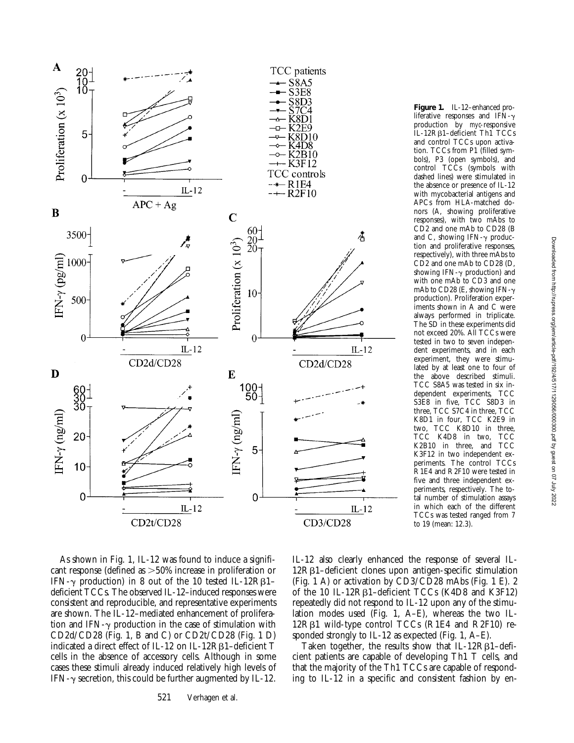**Figure 1.** IL-12–enhanced proliferative responses and IFN-γ production by *myc*-responsive IL-12Rβ1–deficient Th1 TCCs and control TCCs upon activation. TCCs from P1 (filled symbols), P3 (open symbols), and control TCCs (symbols with dashed lines) were stimulated in the absence or presence of IL-12 with mycobacterial antigens and APCs from HLA-matched donors (A, showing proliferative responses), with two mAbs to CD2 and one mAb to CD28 (B and C, showing IFN-γ production and proliferative responses, respectively), with three mAbs to CD2 and one mAb to CD28 (D, showing IFN-γ production) and with one mAb to CD3 and one mAb to CD28 (E, showing IFN-γ production). Proliferation experiments shown in A and C were always performed in triplicate. The SD in these experiments did not exceed 20%. All TCCs were tested in two to seven independent experiments, and in each experiment, they were stimulated by at least one to four of the above described stimuli. TCC S8A5 was tested in six independent experiments, TCC S3E8 in five, TCC S8D3 in three, TCC S7C4 in three, TCC K8D1 in four, TCC K2E9 in two, TCC K8D10 in three, TCC K4D8 in two, TCC K2B10 in three, and TCC K3F12 in two independent experiments. The control TCCs R1E4 and R2F10 were tested in five and three independent experiments, respectively. The total number of stimulation assays in which each of the different TCCs was tested ranged from 7 to 19 (mean: 12.3).

As shown in Fig. 1, IL-12 was found to induce a significant response (defined as >50% increase in proliferation or IFN-γ production) in 8 out of the 10 tested IL-12Rβ1–deficient TCCs. The observed IL-12–induced responses were consistent and reproducible, and representative experiments are shown. The IL-12–mediated enhancement of proliferation and IFN-γ production in the case of stimulation with CD2d/CD28 (Fig. 1, B and C) or CD2t/CD28 (Fig. 1 D) indicated a direct effect of IL-12 on IL-12Rβ1–deficient T cells in the absence of accessory cells. Although in some cases these stimuli already induced relatively high levels of IFN-γ secretion, this could be further augmented by IL-12. IL-12 also clearly enhanced the response of several IL-12Rβ1–deficient clones upon antigen-specific stimulation (Fig. 1 A) or activation by CD3/CD28 mAbs (Fig. 1 E). 2 of the 10 IL-12Rβ1–deficient TCCs (K4D8 and K3F12) repeatedly did not respond to IL-12 upon any of the stimulation modes used (Fig. 1, A–E), whereas the two IL-12Rβ1 wild-type control TCCs (R1E4 and R2F10) responded strongly to IL-12 as expected (Fig. 1, A–E).

Taken together, the results show that IL-12Rβ1–deficient patients are capable of developing Th1 T cells, and that the majority of the Th1 TCCs are capable of responding to IL-12 in a specific and consistent fashion by en-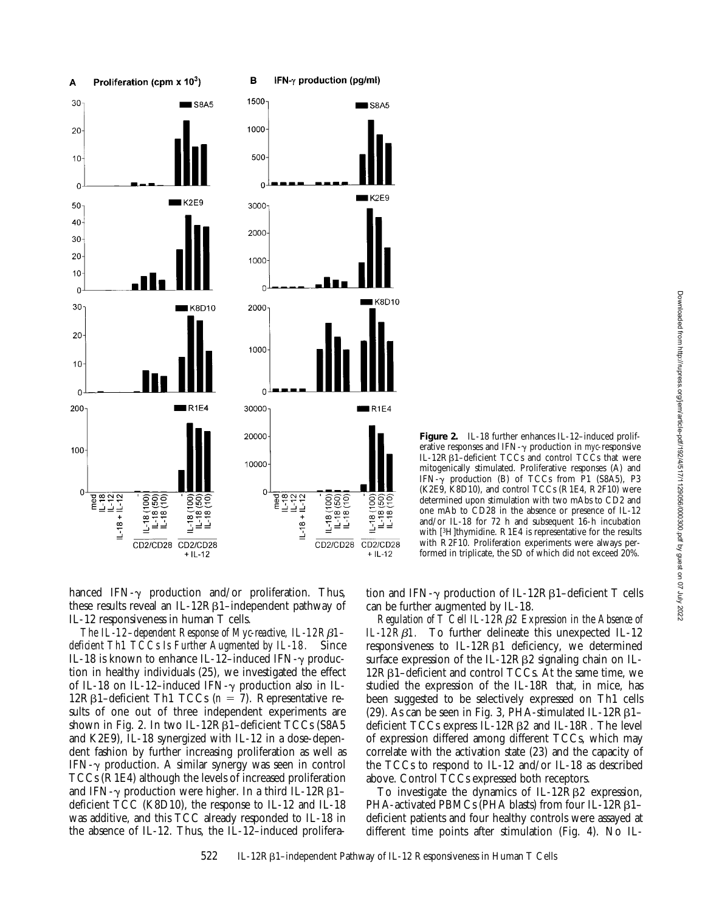**Figure 2.** IL-18 further enhances IL-12–induced proliferative responses and IFN-γ production in *myc*-responsive IL-12Rβ1–deficient TCCs and control TCCs that were mitogenically stimulated. Proliferative responses (A) and IFN-γ production (B) of TCCs from P1 (S8A5), P3 (K2E9, K8D10), and control TCCs (R1E4, R2F10) were determined upon stimulation with two mAbs to CD2 and one mAb to CD28 in the absence or presence of IL-12 and/or IL-18 for 72 h and subsequent 16-h incubation with [$^3$H]thymidine. R1E4 is representative for the results with R2F10. Proliferation experiments were always performed in triplicate, the SD of which did not exceed 20%.

hanced IFN-γ production and/or proliferation. Thus, these results reveal an IL-12Rβ1–independent pathway of IL-12 responsiveness in human T cells.

*The IL-12–dependent Response of Myc-reactive, IL-12Rβ1–deficient Th1 TCCs Is Further Augmented by IL-18.* Since IL-18 is known to enhance IL-12–induced IFN-γ production in healthy individuals (25), we investigated the effect of IL-18 on IL-12–induced IFN-γ production also in IL-12Rβ1–deficient Th1 TCCs ($n = 7$). Representative results of one out of three independent experiments are shown in Fig. 2. In two IL-12Rβ1–deficient TCCs (S8A5 and K2E9), IL-18 synergized with IL-12 in a dose-dependent fashion by further increasing proliferation as well as IFN-γ production. A similar synergy was seen in control TCCs (R1E4) although the levels of increased proliferation and IFN-γ production were higher. In a third IL-12Rβ1–deficient TCC (K8D10), the response to IL-12 and IL-18 was additive, and this TCC already responded to IL-18 in the absence of IL-12. Thus, the IL-12–induced proliferation and IFN-γ production of IL-12Rβ1–deficient T cells can be further augmented by IL-18.

*Regulation of T Cell IL-12Rβ2 Expression in the Absence of IL-12Rβ1.* To further delineate this unexpected IL-12 responsiveness to IL-12Rβ1 deficiency, we determined surface expression of the IL-12Rβ2 signaling chain on IL-12Rβ1–deficient and control TCCs. At the same time, we studied the expression of the IL-18R that, in mice, has been suggested to be selectively expressed on Th1 cells (29). As can be seen in Fig. 3, PHA-stimulated IL-12Rβ1–deficient TCCs express IL-12Rβ2 and IL-18R. The level of expression differed among different TCCs, which may correlate with the activation state (23) and the capacity of the TCCs to respond to IL-12 and/or IL-18 as described above. Control TCCs expressed both receptors.

To investigate the dynamics of IL-12Rβ2 expression, PHA-activated PBMCs (PHA blasts) from four IL-12Rβ1–deficient patients and four healthy controls were assayed at different time points after stimulation (Fig. 4). No IL-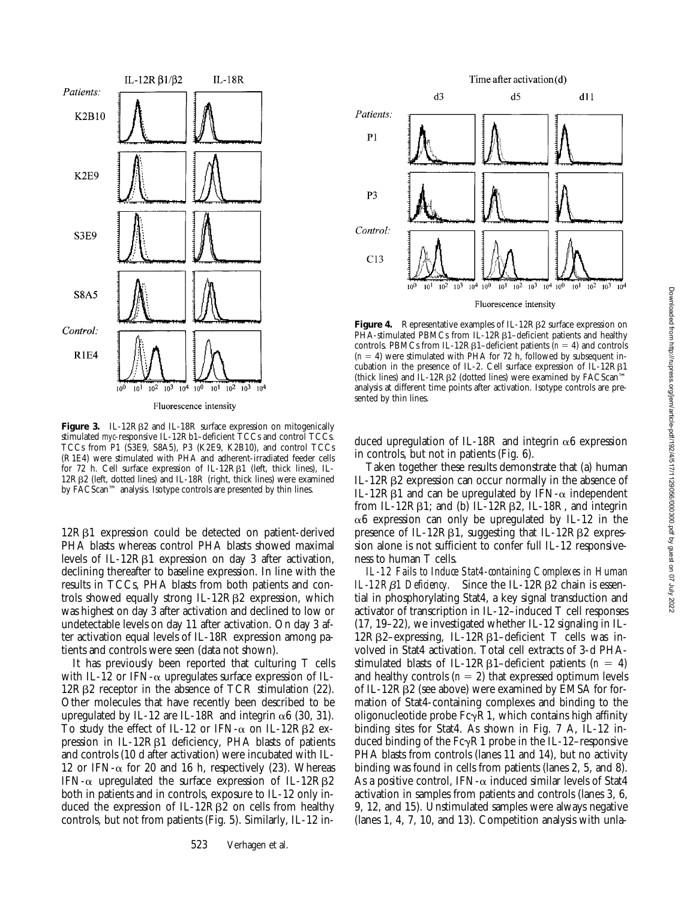**Figure 3.** IL-12R β2 and IL-18R surface expression on mitogenically stimulated *myc*-responsive IL-12R b1–deficient TCCs and control TCCs. TCCs from P1 (S3E9, S8A5), P3 (K2E9, K2B10), and control TCCs (R1E4) were stimulated with PHA and adherent-irradiated feeder cells for 72 h. Cell surface expression of IL-12R β1 (left, thick lines), IL-12R β2 (left, dotted lines) and IL-18R (right, thick lines) were examined by FACScan™ analysis. Isotype controls are presented by thin lines.

**Figure 4.** Representative examples of IL-12R β2 surface expression on PHA-stimulated PBMCs from IL-12R β1–deficient patients and healthy controls. PBMCs from IL-12R β1–deficient patients ($n = 4$) and controls ($n = 4$) were stimulated with PHA for 72 h, followed by subsequent incubation in the presence of IL-2. Cell surface expression of IL-12R β1 (thick lines) and IL-12R β2 (dotted lines) were examined by FACScan™ analysis at different time points after activation. Isotype controls are presented by thin lines.

12R β1 expression could be detected on patient-derived PHA blasts whereas control PHA blasts showed maximal levels of IL-12R β1 expression on day 3 after activation, declining thereafter to baseline expression. In line with the results in TCCs, PHA blasts from both patients and controls showed equally strong IL-12R β2 expression, which was highest on day 3 after activation and declined to low or undetectable levels on day 11 after activation. On day 3 after activation equal levels of IL-18R expression among patients and controls were seen (data not shown).

It has previously been reported that culturing T cells with IL-12 or IFN-α upregulates surface expression of IL-12R β2 receptor in the absence of TCR stimulation (22). Other molecules that have recently been described to be upregulated by IL-12 are IL-18R and integrin α6 (30, 31). To study the effect of IL-12 or IFN-α on IL-12R β2 expression in IL-12R β1 deficiency, PHA blasts of patients and controls (10 d after activation) were incubated with IL-12 or IFN-α for 20 and 16 h, respectively (23). Whereas IFN-α upregulated the surface expression of IL-12R β2 both in patients and in controls, exposure to IL-12 only induced the expression of IL-12R β2 on cells from healthy controls, but not from patients (Fig. 5). Similarly, IL-12 induced upregulation of IL-18R and integrin α6 expression in controls, but not in patients (Fig. 6).

Taken together these results demonstrate that (a) human IL-12R β2 expression can occur normally in the absence of IL-12R β1 and can be upregulated by IFN-α independent from IL-12R β1; and (b) IL-12R β2, IL-18R, and integrin α6 expression can only be upregulated by IL-12 in the presence of IL-12R β1, suggesting that IL-12R β2 expression alone is not sufficient to confer full IL-12 responsiveness to human T cells.

*IL-12 Fails to Induce Stat4-containing Complexes in Human IL-12R β1 Deficiency.* Since the IL-12R β2 chain is essential in phosphorylating Stat4, a key signal transduction and activator of transcription in IL-12–induced T cell responses (17, 19–22), we investigated whether IL-12 signaling in IL-12R β2–expressing, IL-12R β1–deficient T cells was involved in Stat4 activation. Total cell extracts of 3-d PHA-stimulated blasts of IL-12R β1–deficient patients ($n = 4$) and healthy controls ($n = 2$) that expressed optimum levels of IL-12R β2 (see above) were examined by EMSA for formation of Stat4-containing complexes and binding to the oligonucleotide probe FcγR1, which contains high affinity binding sites for Stat4. As shown in Fig. 7 A, IL-12 induced binding of the FcγR1 probe in the IL-12–responsive PHA blasts from controls (lanes 11 and 14), but no activity binding was found in cells from patients (lanes 2, 5, and 8). As a positive control, IFN-α induced similar levels of Stat4 activation in samples from patients and controls (lanes 3, 6, 9, 12, and 15). Unstimulated samples were always negative (lanes 1, 4, 7, 10, and 13). Competition analysis with unla-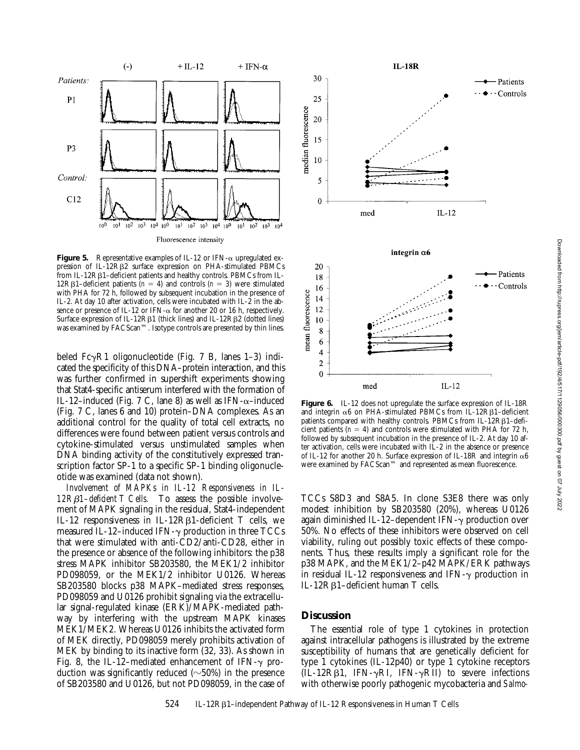**Figure 5.** Representative examples of IL-12 or IFN-α upregulated expression of IL-12Rβ2 surface expression on PHA-stimulated PBMCs from IL-12Rβ1–deficient patients and healthy controls. PBMCs from IL-12Rβ1–deficient patients ($n = 4$) and controls ($n = 3$) were stimulated with PHA for 72 h, followed by subsequent incubation in the presence of IL-2. At day 10 after activation, cells were incubated with IL-2 in the absence or presence of IL-12 or IFN-α for another 20 or 16 h, respectively. Surface expression of IL-12Rβ1 (thick lines) and IL-12Rβ2 (dotted lines) was examined by FACScan™. Isotype controls are presented by thin lines.

beled FcγR1 oligonucleotide (Fig. 7 B, lanes 1–3) indicated the specificity of this DNA–protein interaction, and this was further confirmed in supershift experiments showing that Stat4-specific antiserum interfered with the formation of IL-12–induced (Fig. 7 C, lane 8) as well as IFN-α–induced (Fig. 7 C, lanes 6 and 10) protein–DNA complexes. As an additional control for the quality of total cell extracts, no differences were found between patient versus controls and cytokine-stimulated versus unstimulated samples when DNA binding activity of the constitutively expressed transcription factor SP-1 to a specific SP-1 binding oligonucleotide was examined (data not shown).

*Involvement of MAPKs in IL-12 Responsiveness in IL-12Rβ1–deficient T Cells.* To assess the possible involvement of MAPK signaling in the residual, Stat4-independent IL-12 responsiveness in IL-12Rβ1-deficient T cells, we measured IL-12–induced IFN-γ production in three TCCs that were stimulated with anti-CD2/anti-CD28, either in the presence or absence of the following inhibitors: the p38 stress MAPK inhibitor SB203580, the MEK1/2 inhibitor PD098059, or the MEK1/2 inhibitor U0126. Whereas SB203580 blocks p38 MAPK–mediated stress responses, PD098059 and U0126 prohibit signaling via the extracellular signal-regulated kinase (ERK)/MAPK-mediated pathway by interfering with the upstream MAPK kinases MEK1/MEK2. Whereas U0126 inhibits the activated form of MEK directly, PD098059 merely prohibits activation of MEK by binding to its inactive form (32, 33). As shown in Fig. 8, the IL-12–mediated enhancement of IFN-γ production was significantly reduced (~50%) in the presence of SB203580 and U0126, but not PD098059, in the case of

**Figure 6.** IL-12 does not upregulate the surface expression of IL-18R and integrin α6 on PHA-stimulated PBMCs from IL-12Rβ1–deficient patients compared with healthy controls. PBMCs from IL-12Rβ1–deficient patients ($n = 4$) and controls were stimulated with PHA for 72 h, followed by subsequent incubation in the presence of IL-2. At day 10 after activation, cells were incubated with IL-2 in the absence or presence of IL-12 for another 20 h. Surface expression of IL-18R and integrin α6 were examined by FACScan™ and represented as mean fluorescence.

TCCs S8D3 and S8A5. In clone S3E8 there was only modest inhibition by SB203580 (20%), whereas U0126 again diminished IL-12–dependent IFN-γ production over 50%. No effects of these inhibitors were observed on cell viability, ruling out possibly toxic effects of these components. Thus, these results imply a significant role for the p38 MAPK, and the MEK1/2–p42 MAPK/ERK pathways in residual IL-12 responsiveness and IFN-γ production in IL-12Rβ1–deficient human T cells.

## Discussion

The essential role of type 1 cytokines in protection against intracellular pathogens is illustrated by the extreme susceptibility of humans that are genetically deficient for type 1 cytokines (IL-12p40) or type 1 cytokine receptors (IL-12Rβ1, IFN-γRI, IFN-γRII) to severe infections with otherwise poorly pathogenic mycobacteria and *Salmo-*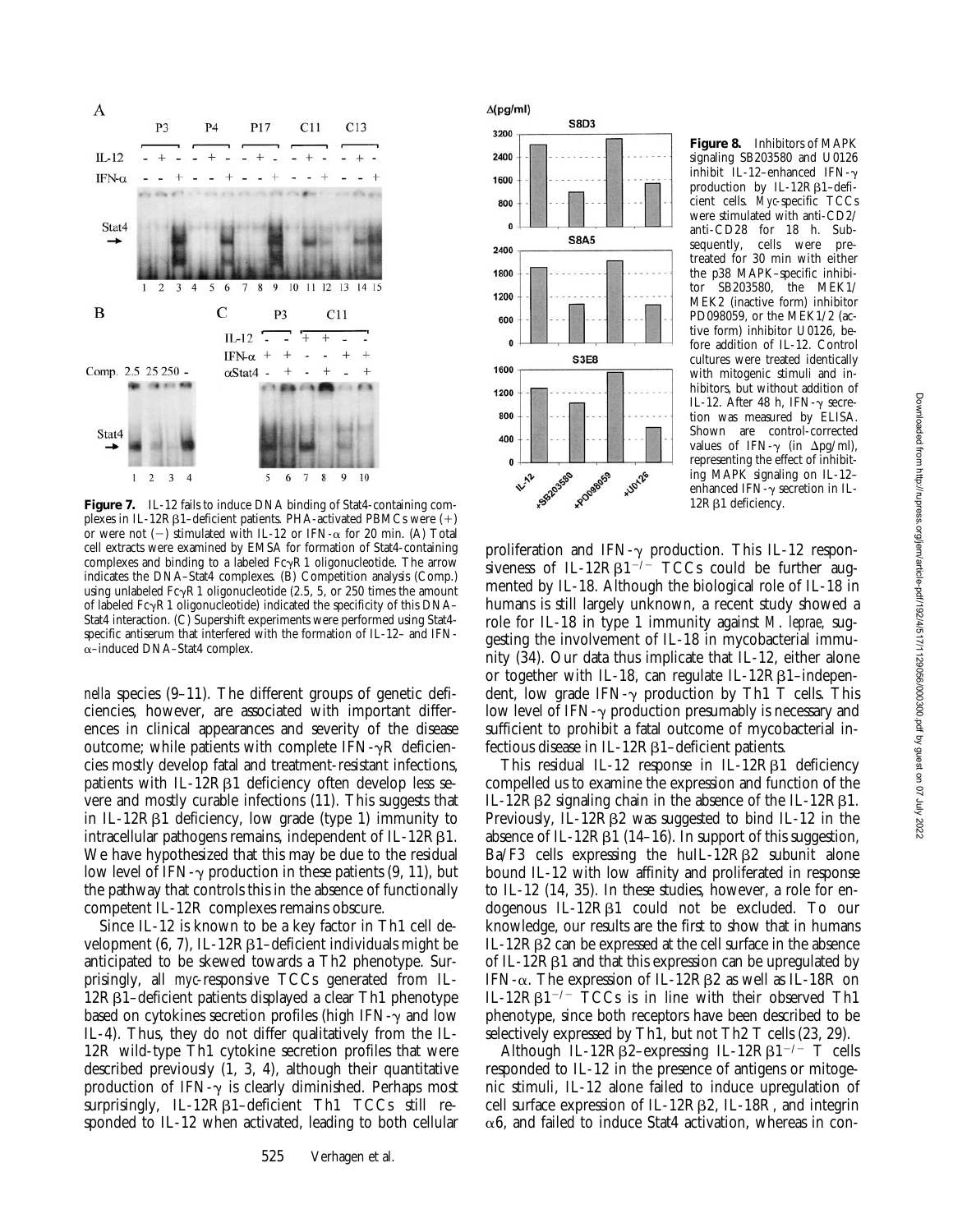**Figure 7.** IL-12 fails to induce DNA binding of Stat4-containing complexes in IL-12R β1–deficient patients. PHA-activated PBMCs were (+) or were not (−) stimulated with IL-12 or IFN-α for 20 min. (A) Total cell extracts were examined by EMSA for formation of Stat4-containing complexes and binding to a labeled FcγR1 oligonucleotide. The arrow indicates the DNA–Stat4 complexes. (B) Competition analysis (Comp.) using unlabeled FcγR1 oligonucleotide (2.5, 5, or 250 times the amount of labeled FcγR1 oligonucleotide) indicated the specificity of this DNA–Stat4 interaction. (C) Supershift experiments were performed using Stat4-specific antiserum that interfered with the formation of IL-12– and IFN-α–induced DNA–Stat4 complex.

**Figure 8.** Inhibitors of MAPK signaling SB203580 and U0126 inhibit IL-12–enhanced IFN-γ production by IL-12R β1–deficient cells. *Myc*-specific TCCs were stimulated with anti-CD2/anti-CD28 for 18 h. Subsequently, cells were pretreated for 30 min with either the p38 MAPK–specific inhibitor SB203580, the MEK1/MEK2 (inactive form) inhibitor PD098059, or the MEK1/2 (active form) inhibitor U0126, before addition of IL-12. Control cultures were treated identically with mitogenic stimuli and inhibitors, but without addition of IL-12. After 48 h, IFN-γ secretion was measured by ELISA. Shown are control-corrected values of IFN-γ (in Δpg/ml), representing the effect of inhibiting MAPK signaling on IL-12–enhanced IFN-γ secretion in IL-12R β1 deficiency.

*nella* species (9–11). The different groups of genetic deficiencies, however, are associated with important differences in clinical appearances and severity of the disease outcome; while patients with complete IFN-γR deficiencies mostly develop fatal and treatment-resistant infections, patients with IL-12R β1 deficiency often develop less severe and mostly curable infections (11). This suggests that in IL-12R β1 deficiency, low grade (type 1) immunity to intracellular pathogens remains, independent of IL-12R β1. We have hypothesized that this may be due to the residual low level of IFN-γ production in these patients (9, 11), but the pathway that controls this in the absence of functionally competent IL-12R complexes remains obscure.

Since IL-12 is known to be a key factor in Th1 cell development (6, 7), IL-12R β1–deficient individuals might be anticipated to be skewed towards a Th2 phenotype. Surprisingly, all *myc*-responsive TCCs generated from IL-12R β1–deficient patients displayed a clear Th1 phenotype based on cytokines secretion profiles (high IFN-γ and low IL-4). Thus, they do not differ qualitatively from the IL-12R wild-type Th1 cytokine secretion profiles that were described previously (1, 3, 4), although their quantitative production of IFN-γ is clearly diminished. Perhaps most surprisingly, IL-12R β1–deficient Th1 TCCs still responded to IL-12 when activated, leading to both cellular proliferation and IFN-γ production. This IL-12 responsiveness of IL-12R $\beta1^{-/-}$ TCCs could be further augmented by IL-18. Although the biological role of IL-18 in humans is still largely unknown, a recent study showed a role for IL-18 in type 1 immunity against *M. leprae*, suggesting the involvement of IL-18 in mycobacterial immunity (34). Our data thus implicate that IL-12, either alone or together with IL-18, can regulate IL-12R β1–independent, low grade IFN-γ production by Th1 T cells. This low level of IFN-γ production presumably is necessary and sufficient to prohibit a fatal outcome of mycobacterial infectious disease in IL-12R β1–deficient patients.

This residual IL-12 response in IL-12R β1 deficiency compelled us to examine the expression and function of the IL-12R β2 signaling chain in the absence of the IL-12R β1. Previously, IL-12R β2 was suggested to bind IL-12 in the absence of IL-12R β1 (14–16). In support of this suggestion, Ba/F3 cells expressing the huIL-12R β2 subunit alone bound IL-12 with low affinity and proliferated in response to IL-12 (14, 35). In these studies, however, a role for endogenous IL-12R β1 could not be excluded. To our knowledge, our results are the first to show that in humans IL-12R β2 can be expressed at the cell surface in the absence of IL-12R β1 and that this expression can be upregulated by IFN-α. The expression of IL-12R β2 as well as IL-18R on IL-12R $\beta1^{-/-}$ TCCs is in line with their observed Th1 phenotype, since both receptors have been described to be selectively expressed by Th1, but not Th2 T cells (23, 29).

Although IL-12R β2–expressing IL-12R $\beta1^{-/-}$ T cells responded to IL-12 in the presence of antigens or mitogenic stimuli, IL-12 alone failed to induce upregulation of cell surface expression of IL-12R β2, IL-18R, and integrin α6, and failed to induce Stat4 activation, whereas in con-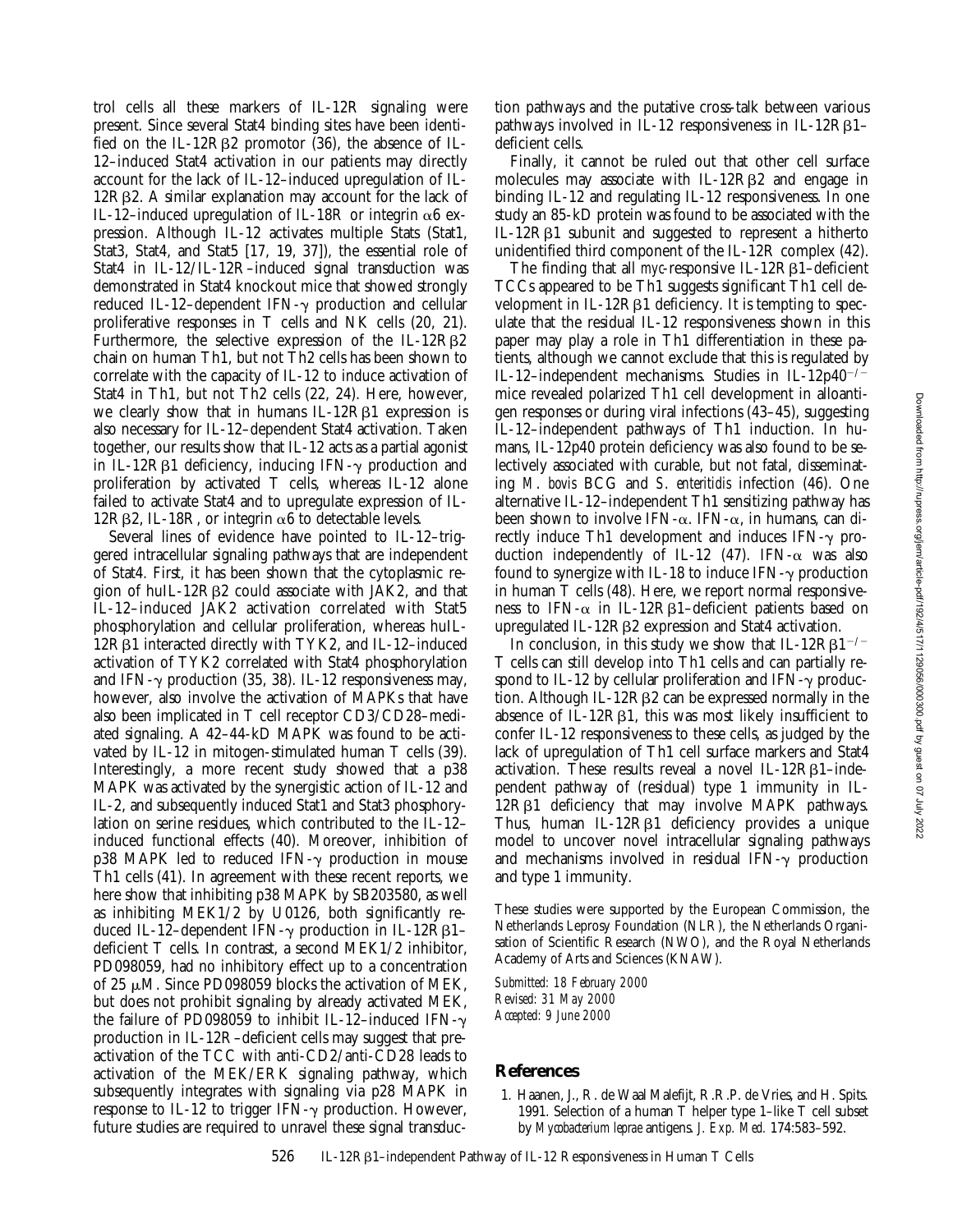trol cells all these markers of IL-12R signaling were present. Since several Stat4 binding sites have been identified on the IL-12Rβ2 promotor (36), the absence of IL-12–induced Stat4 activation in our patients may directly account for the lack of IL-12–induced upregulation of IL-12Rβ2. A similar explanation may account for the lack of IL-12–induced upregulation of IL-18R or integrin α6 expression. Although IL-12 activates multiple Stats (Stat1, Stat3, Stat4, and Stat5 [17, 19, 37]), the essential role of Stat4 in IL-12/IL-12R–induced signal transduction was demonstrated in Stat4 knockout mice that showed strongly reduced IL-12–dependent IFN-γ production and cellular proliferative responses in T cells and NK cells (20, 21). Furthermore, the selective expression of the IL-12Rβ2 chain on human Th1, but not Th2 cells has been shown to correlate with the capacity of IL-12 to induce activation of Stat4 in Th1, but not Th2 cells (22, 24). Here, however, we clearly show that in humans IL-12Rβ1 expression is also necessary for IL-12–dependent Stat4 activation. Taken together, our results show that IL-12 acts as a partial agonist in IL-12Rβ1 deficiency, inducing IFN-γ production and proliferation by activated T cells, whereas IL-12 alone failed to activate Stat4 and to upregulate expression of IL-12Rβ2, IL-18R, or integrin α6 to detectable levels.

Several lines of evidence have pointed to IL-12–triggered intracellular signaling pathways that are independent of Stat4. First, it has been shown that the cytoplasmic region of huIL-12Rβ2 could associate with JAK2, and that IL-12–induced JAK2 activation correlated with Stat5 phosphorylation and cellular proliferation, whereas huIL-12Rβ1 interacted directly with TYK2, and IL-12–induced activation of TYK2 correlated with Stat4 phosphorylation and IFN-γ production (35, 38). IL-12 responsiveness may, however, also involve the activation of MAPKs that have also been implicated in T cell receptor CD3/CD28–mediated signaling. A 42–44-kD MAPK was found to be activated by IL-12 in mitogen-stimulated human T cells (39). Interestingly, a more recent study showed that a p38 MAPK was activated by the synergistic action of IL-12 and IL-2, and subsequently induced Stat1 and Stat3 phosphorylation on serine residues, which contributed to the IL-12–induced functional effects (40). Moreover, inhibition of p38 MAPK led to reduced IFN-γ production in mouse Th1 cells (41). In agreement with these recent reports, we here show that inhibiting p38 MAPK by SB203580, as well as inhibiting MEK1/2 by U0126, both significantly reduced IL-12–dependent IFN-γ production in IL-12Rβ1–deficient T cells. In contrast, a second MEK1/2 inhibitor, PD098059, had no inhibitory effect up to a concentration of 25 μM. Since PD098059 blocks the activation of MEK, but does not prohibit signaling by already activated MEK, the failure of PD098059 to inhibit IL-12–induced IFN-γ production in IL-12R–deficient cells may suggest that preactivation of the TCC with anti-CD2/anti-CD28 leads to activation of the MEK/ERK signaling pathway, which subsequently integrates with signaling via p28 MAPK in response to IL-12 to trigger IFN-γ production. However, future studies are required to unravel these signal transduction pathways and the putative cross-talk between various pathways involved in IL-12 responsiveness in IL-12Rβ1–deficient cells.

Finally, it cannot be ruled out that other cell surface molecules may associate with IL-12Rβ2 and engage in binding IL-12 and regulating IL-12 responsiveness. In one study an 85-kD protein was found to be associated with the IL-12Rβ1 subunit and suggested to represent a hitherto unidentified third component of the IL-12R complex (42).

The finding that all *myc*-responsive IL-12Rβ1–deficient TCCs appeared to be Th1 suggests significant Th1 cell development in IL-12Rβ1 deficiency. It is tempting to speculate that the residual IL-12 responsiveness shown in this paper may play a role in Th1 differentiation in these patients, although we cannot exclude that this is regulated by IL-12–independent mechanisms. Studies in IL-12p40$^{-/-}$ mice revealed polarized Th1 cell development in alloantigen responses or during viral infections (43–45), suggesting IL-12–independent pathways of Th1 induction. In humans, IL-12p40 protein deficiency was also found to be selectively associated with curable, but not fatal, disseminating *M. bovis* BCG and *S. enteritidis* infection (46). One alternative IL-12–independent Th1 sensitizing pathway has been shown to involve IFN-α. IFN-α, in humans, can directly induce Th1 development and induces IFN-γ production independently of IL-12 (47). IFN-α was also found to synergize with IL-18 to induce IFN-γ production in human T cells (48). Here, we report normal responsiveness to IFN-α in IL-12Rβ1–deficient patients based on upregulated IL-12Rβ2 expression and Stat4 activation.

In conclusion, in this study we show that IL-12Rβ1$^{-/-}$ T cells can still develop into Th1 cells and can partially respond to IL-12 by cellular proliferation and IFN-γ production. Although IL-12Rβ2 can be expressed normally in the absence of IL-12Rβ1, this was most likely insufficient to confer IL-12 responsiveness to these cells, as judged by the lack of upregulation of Th1 cell surface markers and Stat4 activation. These results reveal a novel IL-12Rβ1–independent pathway of (residual) type 1 immunity in IL-12Rβ1 deficiency that may involve MAPK pathways. Thus, human IL-12Rβ1 deficiency provides a unique model to uncover novel intracellular signaling pathways and mechanisms involved in residual IFN-γ production and type 1 immunity.

These studies were supported by the European Commission, the Netherlands Leprosy Foundation (NLR), the Netherlands Organisation of Scientific Research (NWO), and the Royal Netherlands Academy of Arts and Sciences (KNAW).

*Submitted: 18 February 2000*
*Revised: 31 May 2000*
*Accepted: 9 June 2000*

## References

1. Haanen, J., R. de Waal Malefijt, R.R.P. de Vries, and H. Spits. 1991. Selection of a human T helper type 1–like T cell subset by *Mycobacterium leprae* antigens. *J. Exp. Med.* 174:583–592.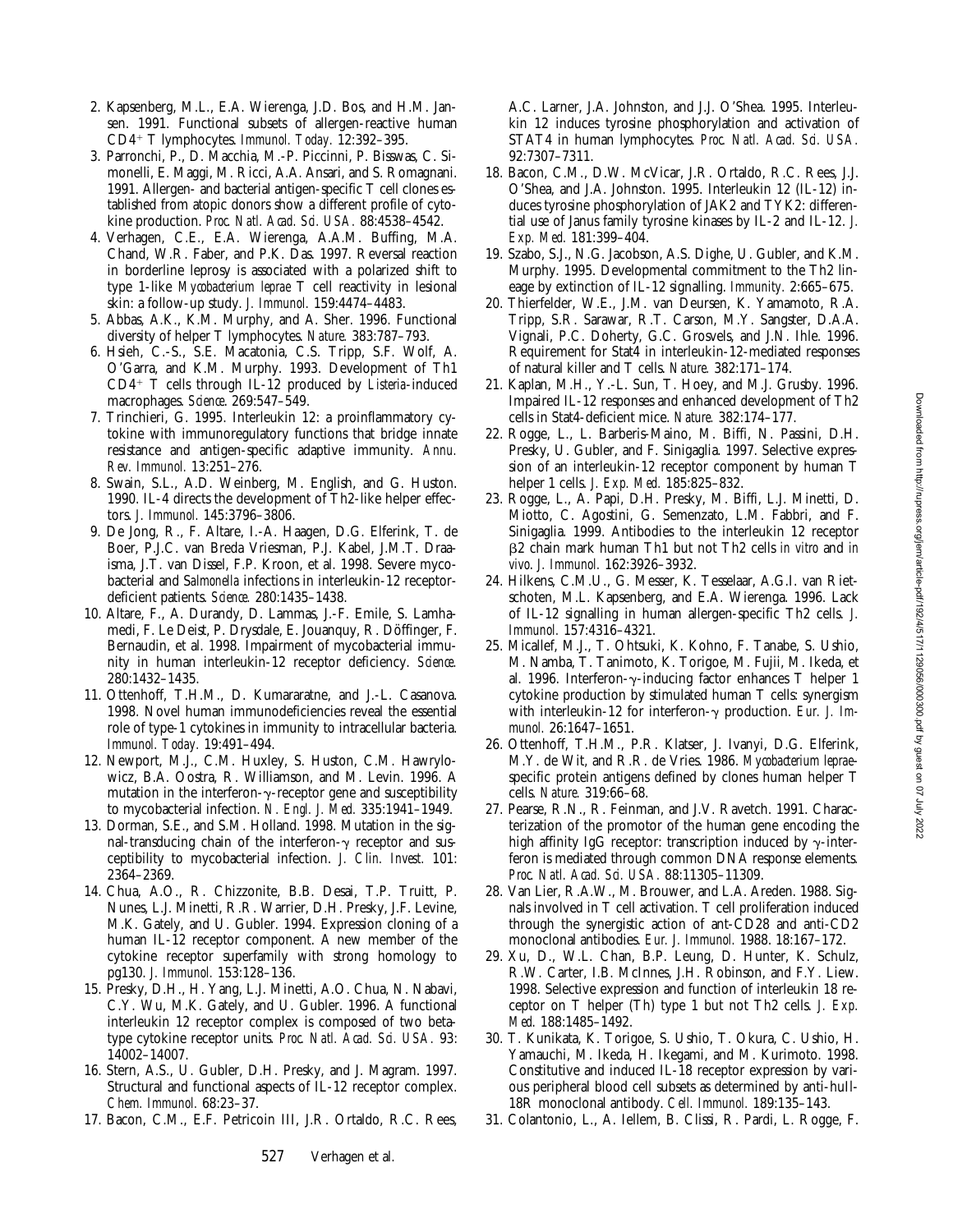2. Kapsenberg, M.L., E.A. Wierenga, J.D. Bos, and H.M. Jansen. 1991. Functional subsets of allergen-reactive human CD4+ T lymphocytes. *Immunol. Today.* 12:392–395.
3. Parronchi, P., D. Macchia, M.-P. Piccinni, P. Bisswas, C. Simonelli, E. Maggi, M. Ricci, A.A. Ansari, and S. Romagnani. 1991. Allergen- and bacterial antigen-specific T cell clones established from atopic donors show a different profile of cytokine production. *Proc. Natl. Acad. Sci. USA.* 88:4538–4542.
4. Verhagen, C.E., E.A. Wierenga, A.A.M. Buffing, M.A. Chand, W.R. Faber, and P.K. Das. 1997. Reversal reaction in borderline leprosy is associated with a polarized shift to type 1-like *Mycobacterium leprae* T cell reactivity in lesional skin: a follow-up study. *J. Immunol.* 159:4474–4483.
5. Abbas, A.K., K.M. Murphy, and A. Sher. 1996. Functional diversity of helper T lymphocytes. *Nature.* 383:787–793.
6. Hsieh, C.-S., S.E. Macatonia, C.S. Tripp, S.F. Wolf, A. O'Garra, and K.M. Murphy. 1993. Development of Th1 CD4+ T cells through IL-12 produced by *Listeria*-induced macrophages. *Science*. 269:547–549.
7. Trinchieri, G. 1995. Interleukin 12: a proinflammatory cytokine with immunoregulatory functions that bridge innate resistance and antigen-specific adaptive immunity. *Annu. Rev. Immunol.* 13:251–276.
8. Swain, S.L., A.D. Weinberg, M. English, and G. Huston. 1990. IL-4 directs the development of Th2-like helper effectors. *J. Immunol.* 145:3796–3806.
9. De Jong, R., F. Altare, I.-A. Haagen, D.G. Elferink, T. de Boer, P.J.C. van Breda Vriesman, P.J. Kabel, J.M.T. Draaisma, J.T. van Dissel, F.P. Kroon, et al. 1998. Severe mycobacterial and *Salmonella* infections in interleukin-12 receptor-deficient patients. *Science.* 280:1435–1438.
10. Altare, F., A. Durandy, D. Lammas, J.-F. Emile, S. Lamhamedi, F. Le Deist, P. Drysdale, E. Jouanquy, R. Döffinger, F. Bernaudin, et al. 1998. Impairment of mycobacterial immunity in human interleukin-12 receptor deficiency. *Science.* 280:1432–1435.
11. Ottenhoff, T.H.M., D. Kumararatne, and J.-L. Casanova. 1998. Novel human immunodeficiencies reveal the essential role of type-1 cytokines in immunity to intracellular bacteria. *Immunol. Today.* 19:491–494.
12. Newport, M.J., C.M. Huxley, S. Huston, C.M. Hawrylowicz, B.A. Oostra, R. Williamson, and M. Levin. 1996. A mutation in the interferon-γ-receptor gene and susceptibility to mycobacterial infection. *N. Engl. J. Med.* 335:1941–1949.
13. Dorman, S.E., and S.M. Holland. 1998. Mutation in the signal-transducing chain of the interferon-γ receptor and susceptibility to mycobacterial infection. *J. Clin. Invest.* 101: 2364–2369.
14. Chua, A.O., R. Chizzonite, B.B. Desai, T.P. Truitt, P. Nunes, L.J. Minetti, R.R. Warrier, D.H. Presky, J.F. Levine, M.K. Gately, and U. Gubler. 1994. Expression cloning of a human IL-12 receptor component. A new member of the cytokine receptor superfamily with strong homology to pg130. *J. Immunol.* 153:128–136.
15. Presky, D.H., H. Yang, L.J. Minetti, A.O. Chua, N. Nabavi, C.Y. Wu, M.K. Gately, and U. Gubler. 1996. A functional interleukin 12 receptor complex is composed of two beta-type cytokine receptor units. *Proc. Natl. Acad. Sci. USA.* 93: 14002–14007.
16. Stern, A.S., U. Gubler, D.H. Presky, and J. Magram. 1997. Structural and functional aspects of IL-12 receptor complex. *Chem. Immunol.* 68:23–37.
17. Bacon, C.M., E.F. Petricoin III, J.R. Ortaldo, R.C. Rees, A.C. Larner, J.A. Johnston, and J.J. O'Shea. 1995. Interleukin 12 induces tyrosine phosphorylation and activation of STAT4 in human lymphocytes. *Proc. Natl. Acad. Sci. USA.* 92:7307–7311.
18. Bacon, C.M., D.W. McVicar, J.R. Ortaldo, R.C. Rees, J.J. O'Shea, and J.A. Johnston. 1995. Interleukin 12 (IL-12) induces tyrosine phosphorylation of JAK2 and TYK2: differential use of Janus family tyrosine kinases by IL-2 and IL-12. *J. Exp. Med.* 181:399–404.
19. Szabo, S.J., N.G. Jacobson, A.S. Dighe, U. Gubler, and K.M. Murphy. 1995. Developmental commitment to the Th2 lineage by extinction of IL-12 signalling. *Immunity.* 2:665–675.
20. Thierfelder, W.E., J.M. van Deursen, K. Yamamoto, R.A. Tripp, S.R. Sarawar, R.T. Carson, M.Y. Sangster, D.A.A. Vignali, P.C. Doherty, G.C. Grosvels, and J.N. Ihle. 1996. Requirement for Stat4 in interleukin-12-mediated responses of natural killer and T cells. *Nature.* 382:171–174.
21. Kaplan, M.H., Y.-L. Sun, T. Hoey, and M.J. Grusby. 1996. Impaired IL-12 responses and enhanced development of Th2 cells in Stat4-deficient mice. *Nature.* 382:174–177.
22. Rogge, L., L. Barberis-Maino, M. Biffi, N. Passini, D.H. Presky, U. Gubler, and F. Sinigaglia. 1997. Selective expression of an interleukin-12 receptor component by human T helper 1 cells. *J. Exp. Med.* 185:825–832.
23. Rogge, L., A. Papi, D.H. Presky, M. Biffi, L.J. Minetti, D. Miotto, C. Agostini, G. Semenzato, L.M. Fabbri, and F. Sinigaglia. 1999. Antibodies to the interleukin 12 receptor β2 chain mark human Th1 but not Th2 cells *in vitro* and *in vivo*. *J. Immunol.* 162:3926–3932.
24. Hilkens, C.M.U., G. Messer, K. Tesselaar, A.G.I. van Rietschoten, M.L. Kapsenberg, and E.A. Wierenga. 1996. Lack of IL-12 signalling in human allergen-specific Th2 cells. *J. Immunol.* 157:4316–4321.
25. Micallef, M.J., T. Ohtsuki, K. Kohno, F. Tanabe, S. Ushio, M. Namba, T. Tanimoto, K. Torigoe, M. Fujii, M. Ikeda, et al. 1996. Interferon-γ-inducing factor enhances T helper 1 cytokine production by stimulated human T cells: synergism with interleukin-12 for interferon-γ production. *Eur. J. Immunol.* 26:1647–1651.
26. Ottenhoff, T.H.M., P.R. Klatser, J. Ivanyi, D.G. Elferink, M.Y. de Wit, and R.R. de Vries. 1986. *Mycobacterium leprae*-specific protein antigens defined by clones human helper T cells. *Nature.* 319:66–68.
27. Pearse, R.N., R. Feinman, and J.V. Ravetch. 1991. Characterization of the promotor of the human gene encoding the high affinity IgG receptor: transcription induced by γ-interferon is mediated through common DNA response elements. *Proc. Natl. Acad. Sci. USA.* 88:11305–11309.
28. Van Lier, R.A.W., M. Brouwer, and L.A. Areden. 1988. Signals involved in T cell activation. T cell proliferation induced through the synergistic action of ant-CD28 and anti-CD2 monoclonal antibodies. *Eur. J. Immunol.* 1988. 18:167–172.
29. Xu, D., W.L. Chan, B.P. Leung, D. Hunter, K. Schulz, R.W. Carter, I.B. McInnes, J.H. Robinson, and F.Y. Liew. 1998. Selective expression and function of interleukin 18 receptor on T helper (Th) type 1 but not Th2 cells. *J. Exp. Med.* 188:1485–1492.
30. T. Kunikata, K. Torigoe, S. Ushio, T. Okura, C. Ushio, H. Yamauchi, M. Ikeda, H. Ikegami, and M. Kurimoto. 1998. Constitutive and induced IL-18 receptor expression by various peripheral blood cell subsets as determined by anti-huIL-18R monoclonal antibody. *Cell. Immunol.* 189:135–143.
31. Colantonio, L., A. Iellem, B. Clissi, R. Pardi, L. Rogge, F.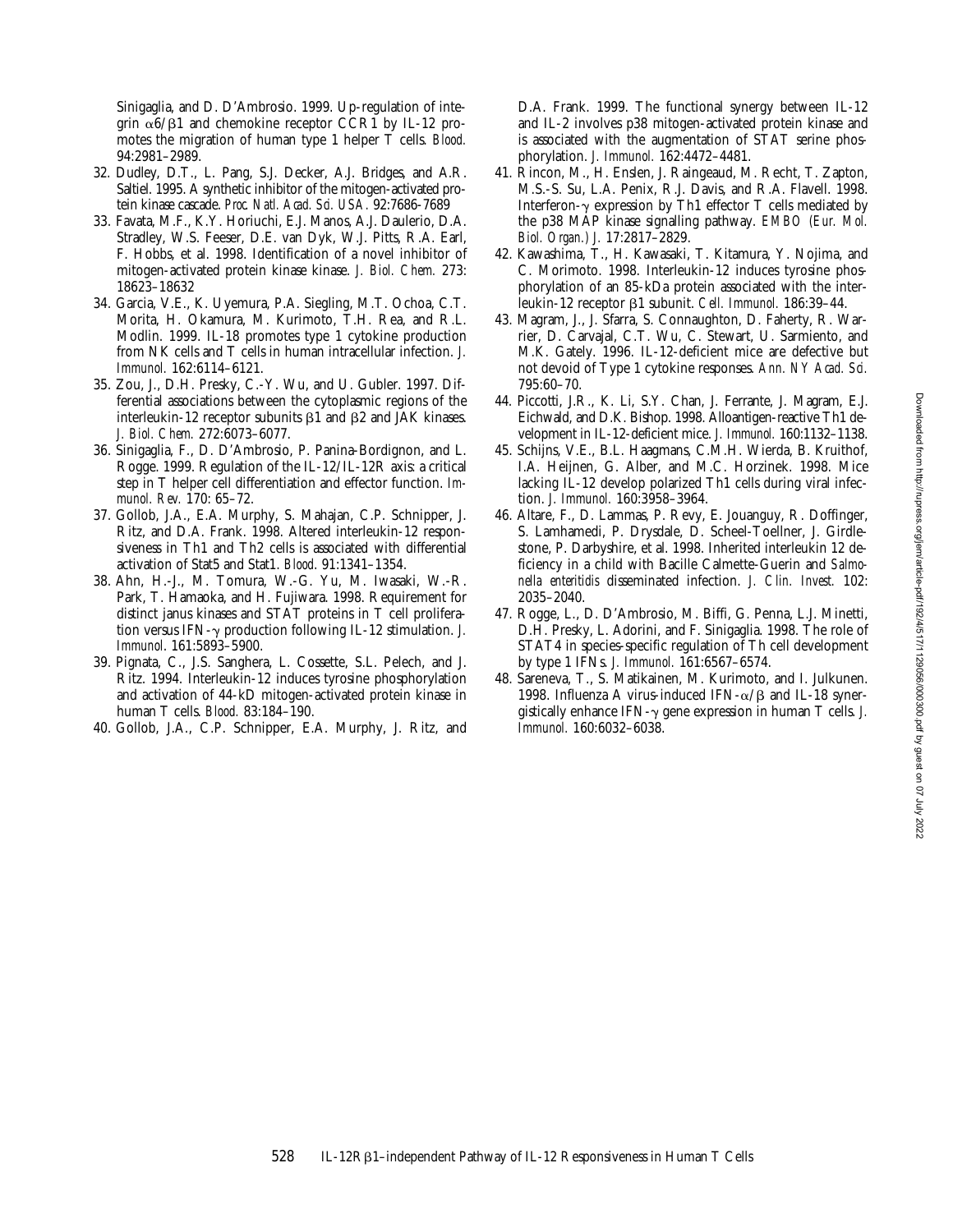Sinigaglia, and D. D'Ambrosio. 1999. Up-regulation of integrin $\alpha 6/\beta 1$ and chemokine receptor CCR1 by IL-12 promotes the migration of human type 1 helper T cells. *Blood.* 94:2981–2989.

32. Dudley, D.T., L. Pang, S.J. Decker, A.J. Bridges, and A.R. Saltiel. 1995. A synthetic inhibitor of the mitogen-activated protein kinase cascade. *Proc. Natl. Acad. Sci. USA.* 92:7686-7689

33. Favata, M.F., K.Y. Horiuchi, E.J. Manos, A.J. Daulerio, D.A. Stradley, W.S. Feeser, D.E. van Dyk, W.J. Pitts, R.A. Earl, F. Hobbs, et al. 1998. Identification of a novel inhibitor of mitogen-activated protein kinase kinase. *J. Biol. Chem.* 273: 18623–18632

34. Garcia, V.E., K. Uyemura, P.A. Siegling, M.T. Ochoa, C.T. Morita, H. Okamura, M. Kurimoto, T.H. Rea, and R.L. Modlin. 1999. IL-18 promotes type 1 cytokine production from NK cells and T cells in human intracellular infection. *J. Immunol.* 162:6114–6121.

35. Zou, J., D.H. Presky, C.-Y. Wu, and U. Gubler. 1997. Differential associations between the cytoplasmic regions of the interleukin-12 receptor subunits $\beta 1$ and $\beta 2$ and JAK kinases. *J. Biol. Chem.* 272:6073–6077.

36. Sinigaglia, F., D. D'Ambrosio, P. Panina-Bordignon, and L. Rogge. 1999. Regulation of the IL-12/IL-12R axis: a critical step in T helper cell differentiation and effector function. *Immunol. Rev.* 170: 65–72.

37. Gollob, J.A., E.A. Murphy, S. Mahajan, C.P. Schnipper, J. Ritz, and D.A. Frank. 1998. Altered interleukin-12 responsiveness in Th1 and Th2 cells is associated with differential activation of Stat5 and Stat1. *Blood.* 91:1341–1354.

38. Ahn, H.-J., M. Tomura, W.-G. Yu, M. Iwasaki, W.-R. Park, T. Hamaoka, and H. Fujiwara. 1998. Requirement for distinct janus kinases and STAT proteins in T cell proliferation versus IFN-$\gamma$ production following IL-12 stimulation. *J. Immunol.* 161:5893–5900.

39. Pignata, C., J.S. Sanghera, L. Cossette, S.L. Pelech, and J. Ritz. 1994. Interleukin-12 induces tyrosine phosphorylation and activation of 44-kD mitogen-activated protein kinase in human T cells. *Blood.* 83:184–190.

40. Gollob, J.A., C.P. Schnipper, E.A. Murphy, J. Ritz, and D.A. Frank. 1999. The functional synergy between IL-12 and IL-2 involves p38 mitogen-activated protein kinase and is associated with the augmentation of STAT serine phosphorylation. *J. Immunol.* 162:4472–4481.

41. Rincon, M., H. Enslen, J. Raingeaud, M. Recht, T. Zapton, M.S.-S. Su, L.A. Penix, R.J. Davis, and R.A. Flavell. 1998. Interferon-$\gamma$ expression by Th1 effector T cells mediated by the p38 MAP kinase signalling pathway. *EMBO (Eur. Mol. Biol. Organ.) J.* 17:2817–2829.

42. Kawashima, T., H. Kawasaki, T. Kitamura, Y. Nojima, and C. Morimoto. 1998. Interleukin-12 induces tyrosine phosphorylation of an 85-kDa protein associated with the interleukin-12 receptor $\beta 1$ subunit. *Cell. Immunol.* 186:39–44.

43. Magram, J., J. Sfarra, S. Connaughton, D. Faherty, R. Warrier, D. Carvajal, C.T. Wu, C. Stewart, U. Sarmiento, and M.K. Gately. 1996. IL-12-deficient mice are defective but not devoid of Type 1 cytokine responses. *Ann. NY Acad. Sci.* 795:60–70.

44. Piccotti, J.R., K. Li, S.Y. Chan, J. Ferrante, J. Magram, E.J. Eichwald, and D.K. Bishop. 1998. Alloantigen-reactive Th1 development in IL-12-deficient mice. *J. Immunol.* 160:1132–1138.

45. Schijns, V.E., B.L. Haagmans, C.M.H. Wierda, B. Kruithof, I.A. Heijnen, G. Alber, and M.C. Horzinek. 1998. Mice lacking IL-12 develop polarized Th1 cells during viral infection. *J. Immunol.* 160:3958–3964.

46. Altare, F., D. Lammas, P. Revy, E. Jouanguy, R. Doffinger, S. Lamhamedi, P. Drysdale, D. Scheel-Toellner, J. Girdlestone, P. Darbyshire, et al. 1998. Inherited interleukin 12 deficiency in a child with Bacille Calmette-Guerin and *Salmonella enteritidis* disseminated infection. *J. Clin. Invest.* 102: 2035–2040.

47. Rogge, L., D. D'Ambrosio, M. Biffi, G. Penna, L.J. Minetti, D.H. Presky, L. Adorini, and F. Sinigaglia. 1998. The role of STAT4 in species-specific regulation of Th cell development by type 1 IFNs. *J. Immunol.* 161:6567–6574.

48. Sareneva, T., S. Matikainen, M. Kurimoto, and I. Julkunen. 1998. Influenza A virus-induced IFN-$\alpha/\beta$ and IL-18 synergistically enhance IFN-$\gamma$ gene expression in human T cells. *J. Immunol.* 160:6032–6038.